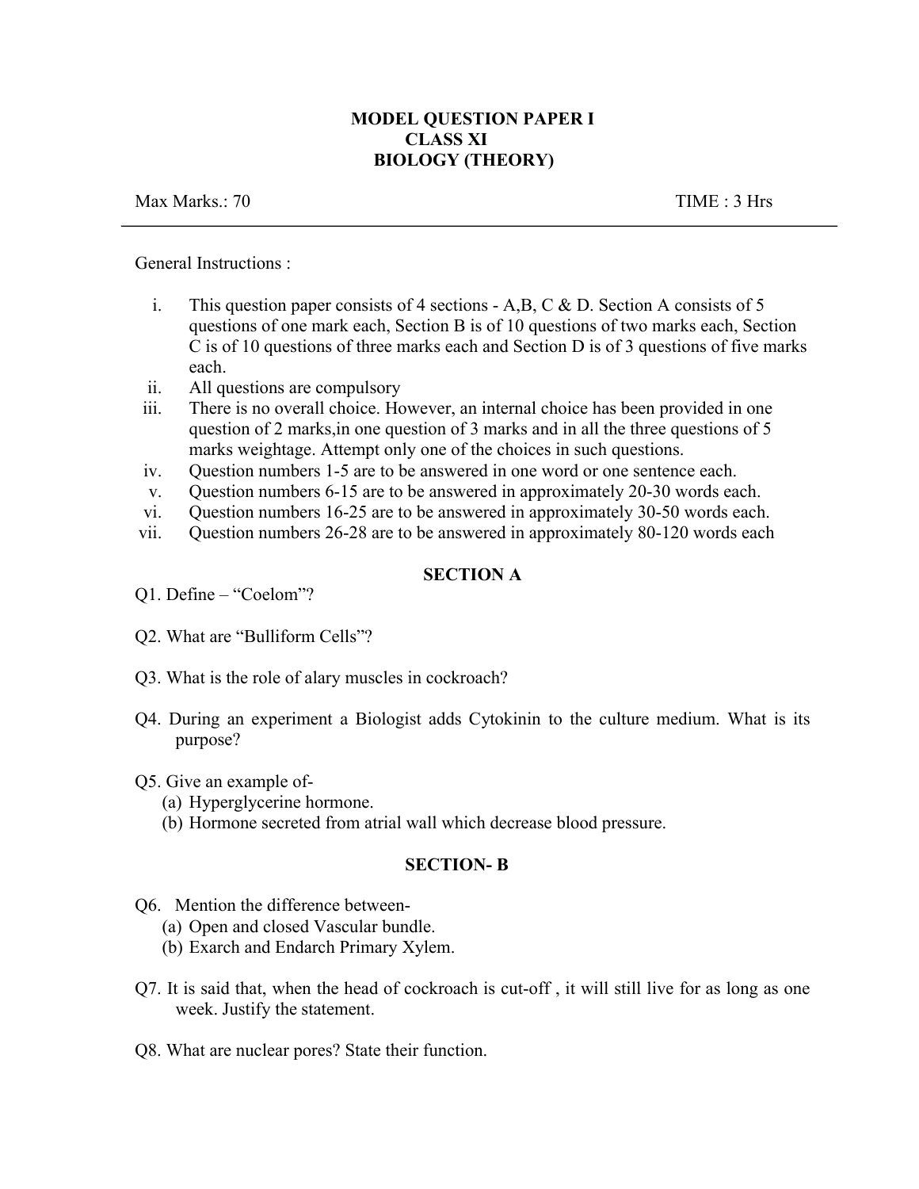# MODEL QUESTION PAPER I
## CLASS XI
## BIOLOGY (THEORY)

Max Marks.: 70 TIME : 3 Hrs

General Instructions :

i. This question paper consists of 4 sections - A,B, C & D. Section A consists of 5 questions of one mark each, Section B is of 10 questions of two marks each, Section C is of 10 questions of three marks each and Section D is of 3 questions of five marks each.
ii. All questions are compulsory
iii. There is no overall choice. However, an internal choice has been provided in one question of 2 marks,in one question of 3 marks and in all the three questions of 5 marks weightage. Attempt only one of the choices in such questions.
iv. Question numbers 1-5 are to be answered in one word or one sentence each.
v. Question numbers 6-15 are to be answered in approximately 20-30 words each.
vi. Question numbers 16-25 are to be answered in approximately 30-50 words each.
vii. Question numbers 26-28 are to be answered in approximately 80-120 words each

### SECTION A

Q1. Define – "Coelom"?

Q2. What are "Bulliform Cells"?

Q3. What is the role of alary muscles in cockroach?

Q4. During an experiment a Biologist adds Cytokinin to the culture medium. What is its purpose?

Q5. Give an example of-
(a) Hyperglycerine hormone.
(b) Hormone secreted from atrial wall which decrease blood pressure.

### SECTION- B

Q6. Mention the difference between-
(a) Open and closed Vascular bundle.
(b) Exarch and Endarch Primary Xylem.

Q7. It is said that, when the head of cockroach is cut-off , it will still live for as long as one week. Justify the statement.

Q8. What are nuclear pores? State their function.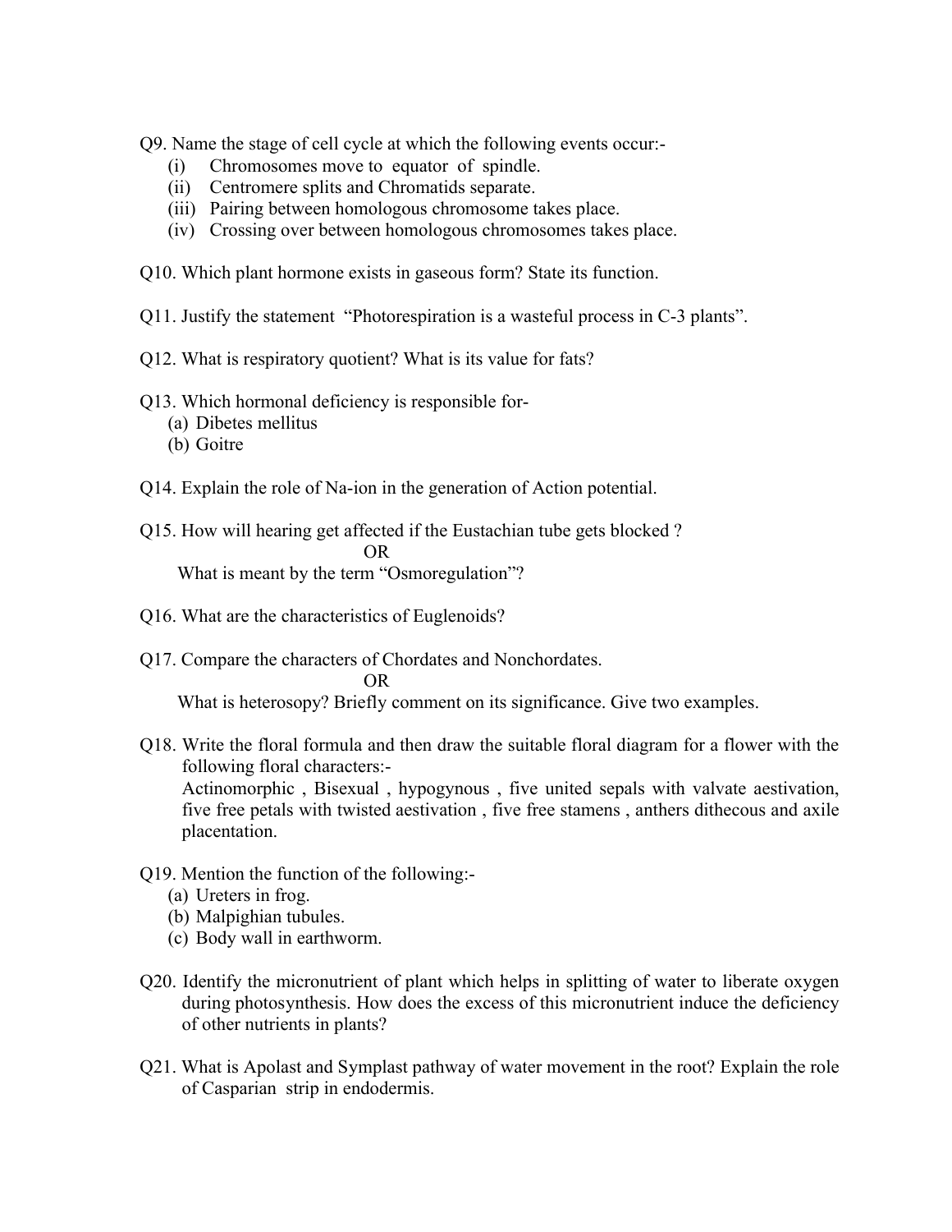Q9. Name the stage of cell cycle at which the following events occur:-

(i) Chromosomes move to equator of spindle.
(ii) Centromere splits and Chromatids separate.
(iii) Pairing between homologous chromosome takes place.
(iv) Crossing over between homologous chromosomes takes place.

Q10. Which plant hormone exists in gaseous form? State its function.

Q11. Justify the statement "Photorespiration is a wasteful process in C-3 plants".

Q12. What is respiratory quotient? What is its value for fats?

Q13. Which hormonal deficiency is responsible for-

(a) Dibetes mellitus
(b) Goitre

Q14. Explain the role of Na-ion in the generation of Action potential.

Q15. How will hearing get affected if the Eustachian tube gets blocked ?

OR

What is meant by the term "Osmoregulation"?

Q16. What are the characteristics of Euglenoids?

Q17. Compare the characters of Chordates and Nonchordates.

OR

What is heterosopy? Briefly comment on its significance. Give two examples.

Q18. Write the floral formula and then draw the suitable floral diagram for a flower with the following floral characters:-

Actinomorphic , Bisexual , hypogynous , five united sepals with valvate aestivation, five free petals with twisted aestivation , five free stamens , anthers dithecous and axile placentation.

Q19. Mention the function of the following:-

(a) Ureters in frog.
(b) Malpighian tubules.
(c) Body wall in earthworm.

Q20. Identify the micronutrient of plant which helps in splitting of water to liberate oxygen during photosynthesis. How does the excess of this micronutrient induce the deficiency of other nutrients in plants?

Q21. What is Apolast and Symplast pathway of water movement in the root? Explain the role of Casparian strip in endodermis.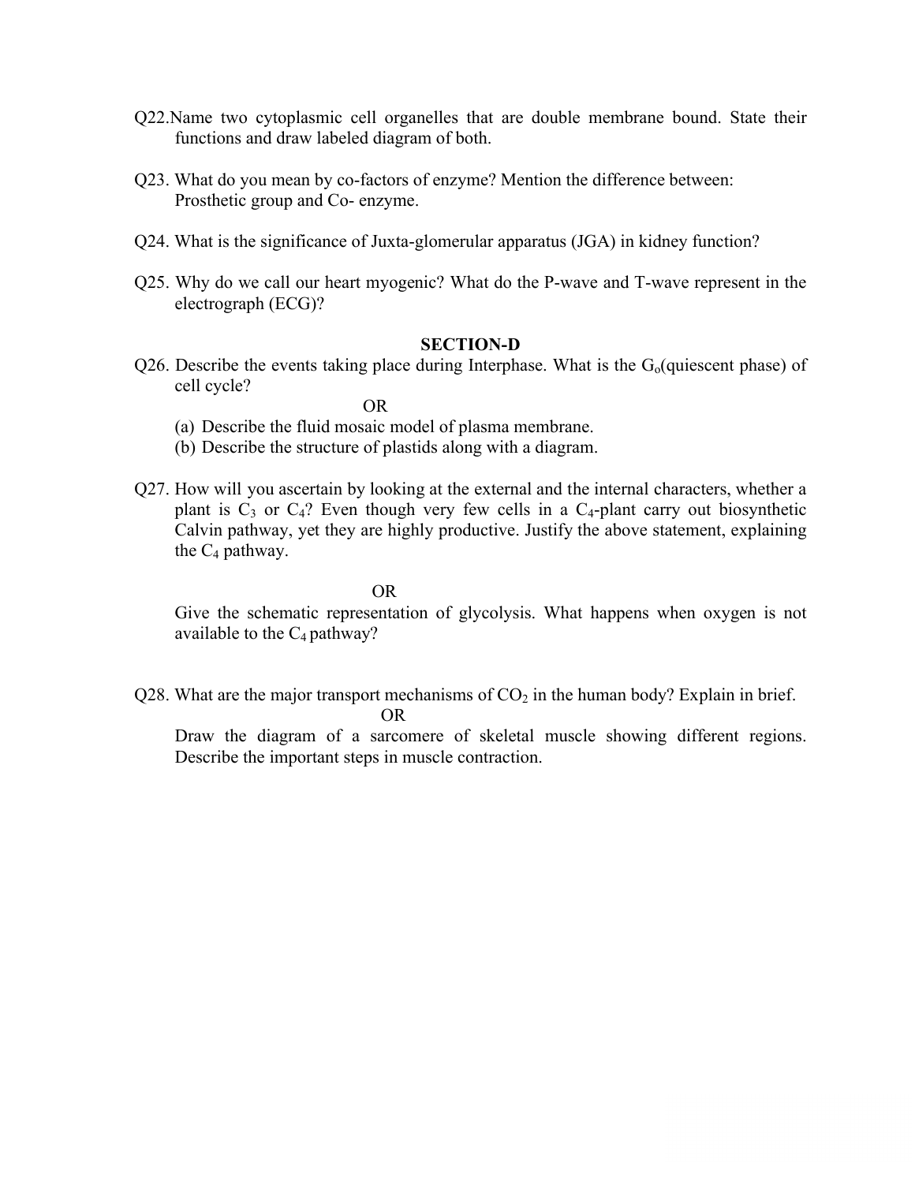Q22.Name two cytoplasmic cell organelles that are double membrane bound. State their functions and draw labeled diagram of both.

Q23. What do you mean by co-factors of enzyme? Mention the difference between: Prosthetic group and Co- enzyme.

Q24. What is the significance of Juxta-glomerular apparatus (JGA) in kidney function?

Q25. Why do we call our heart myogenic? What do the P-wave and T-wave represent in the electrograph (ECG)?

**SECTION-D**

Q26. Describe the events taking place during Interphase. What is the $G_o$(quiescent phase) of cell cycle?

OR

(a) Describe the fluid mosaic model of plasma membrane.
(b) Describe the structure of plastids along with a diagram.

Q27. How will you ascertain by looking at the external and the internal characters, whether a plant is $C_3$ or $C_4$? Even though very few cells in a $C_4$-plant carry out biosynthetic Calvin pathway, yet they are highly productive. Justify the above statement, explaining the $C_4$ pathway.

OR

Give the schematic representation of glycolysis. What happens when oxygen is not available to the $C_4$ pathway?

Q28. What are the major transport mechanisms of $CO_2$ in the human body? Explain in brief.

OR

Draw the diagram of a sarcomere of skeletal muscle showing different regions. Describe the important steps in muscle contraction.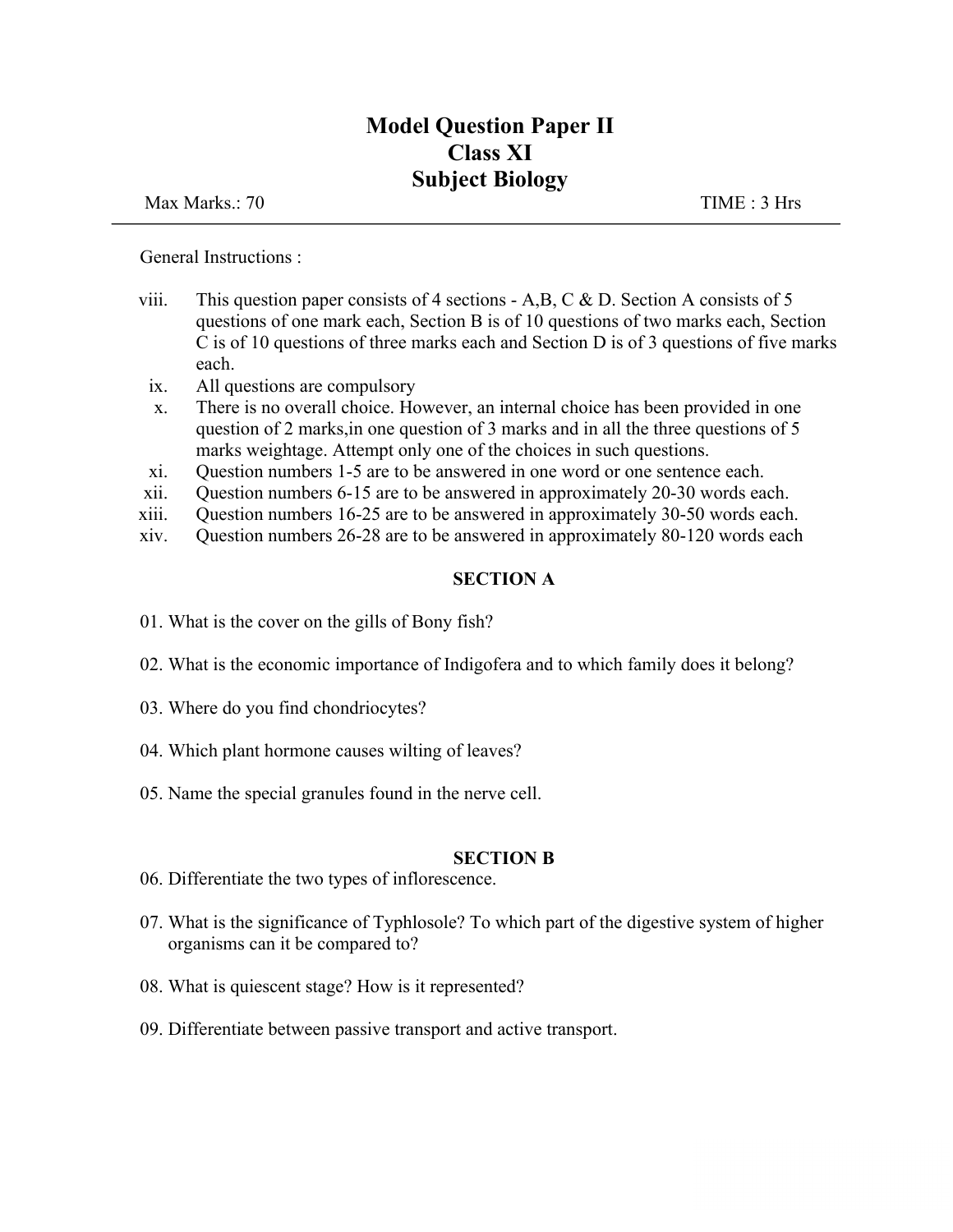# Model Question Paper II
# Class XI
# Subject Biology

Max Marks.: 70 TIME : 3 Hrs

---

General Instructions :

viii. This question paper consists of 4 sections - A,B, C & D. Section A consists of 5 questions of one mark each, Section B is of 10 questions of two marks each, Section C is of 10 questions of three marks each and Section D is of 3 questions of five marks each.

ix. All questions are compulsory

x. There is no overall choice. However, an internal choice has been provided in one question of 2 marks,in one question of 3 marks and in all the three questions of 5 marks weightage. Attempt only one of the choices in such questions.

xi. Question numbers 1-5 are to be answered in one word or one sentence each.

xii. Question numbers 6-15 are to be answered in approximately 20-30 words each.

xiii. Question numbers 16-25 are to be answered in approximately 30-50 words each.

xiv. Question numbers 26-28 are to be answered in approximately 80-120 words each

## SECTION A

01. What is the cover on the gills of Bony fish?

02. What is the economic importance of Indigofera and to which family does it belong?

03. Where do you find chondriocytes?

04. Which plant hormone causes wilting of leaves?

05. Name the special granules found in the nerve cell.

## SECTION B

06. Differentiate the two types of inflorescence.

07. What is the significance of Typhlosole? To which part of the digestive system of higher organisms can it be compared to?

08. What is quiescent stage? How is it represented?

09. Differentiate between passive transport and active transport.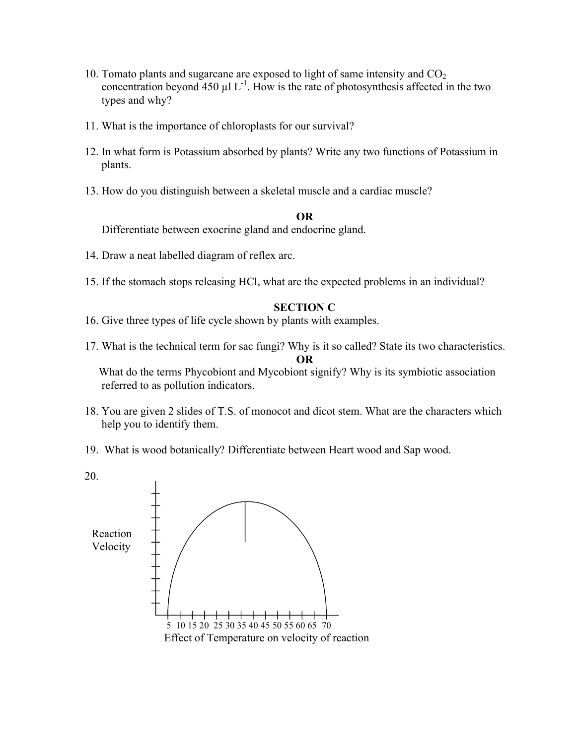10. Tomato plants and sugarcane are exposed to light of same intensity and $CO_2$ concentration beyond 450 μl $L^{-1}$. How is the rate of photosynthesis affected in the two types and why?

11. What is the importance of chloroplasts for our survival?

12. In what form is Potassium absorbed by plants? Write any two functions of Potassium in plants.

13. How do you distinguish between a skeletal muscle and a cardiac muscle?

**OR**

Differentiate between exocrine gland and endocrine gland.

14. Draw a neat labelled diagram of reflex arc.

15. If the stomach stops releasing HCl, what are the expected problems in an individual?

## SECTION C

16. Give three types of life cycle shown by plants with examples.

17. What is the technical term for sac fungi? Why is it so called? State its two characteristics.

**OR**

What do the terms Phycobiont and Mycobiont signify? Why is its symbiotic association referred to as pollution indicators.

18. You are given 2 slides of T.S. of monocot and dicot stem. What are the characters which help you to identify them.

19. What is wood botanically? Differentiate between Heart wood and Sap wood.

20.

Reaction Velocity

5 10 15 20 25 30 35 40 45 50 55 60 65 70

Effect of Temperature on velocity of reaction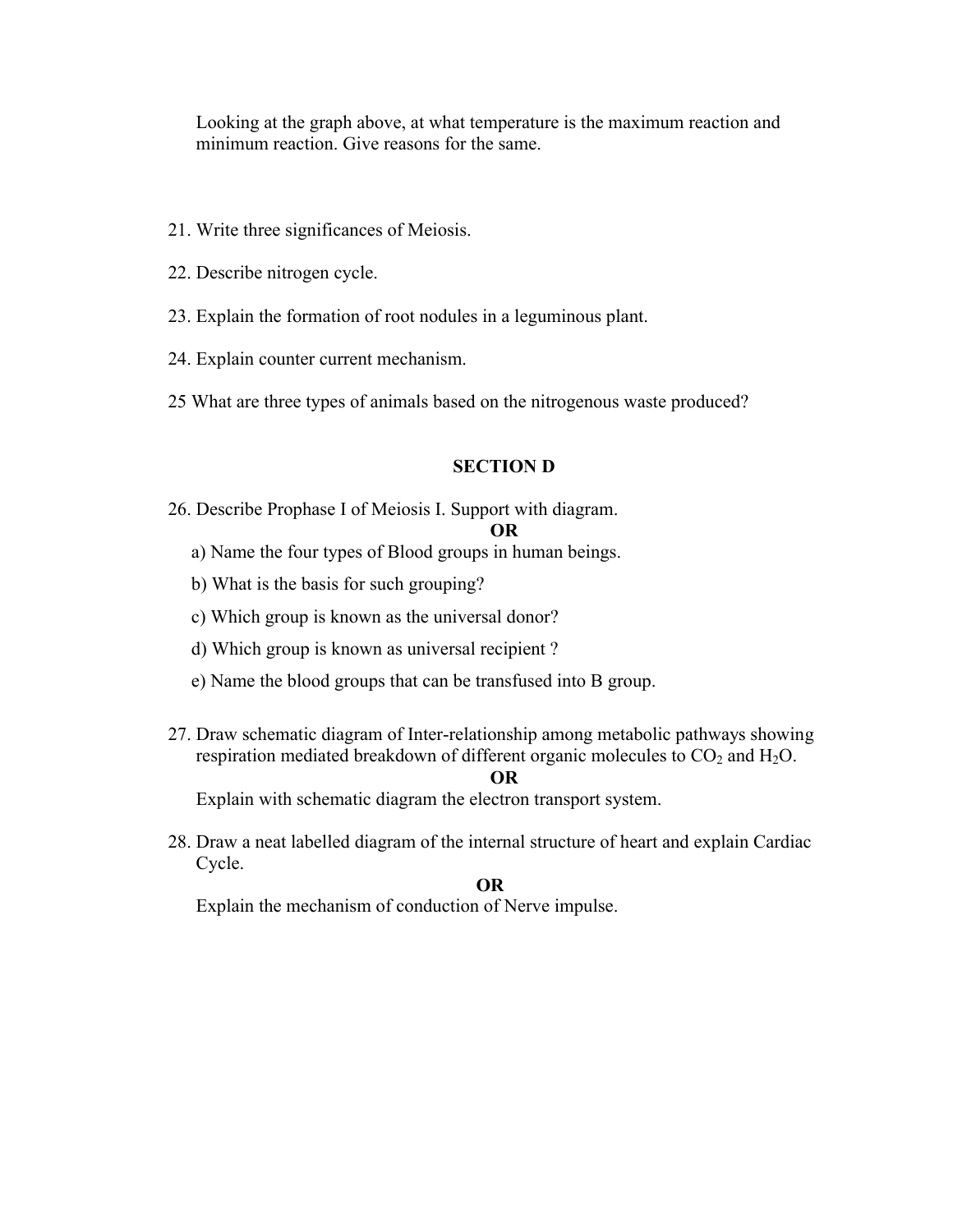Looking at the graph above, at what temperature is the maximum reaction and minimum reaction. Give reasons for the same.

21. Write three significances of Meiosis.

22. Describe nitrogen cycle.

23. Explain the formation of root nodules in a leguminous plant.

24. Explain counter current mechanism.

25 What are three types of animals based on the nitrogenous waste produced?

## SECTION D

26. Describe Prophase I of Meiosis I. Support with diagram.

**OR**

a) Name the four types of Blood groups in human beings.

b) What is the basis for such grouping?

c) Which group is known as the universal donor?

d) Which group is known as universal recipient ?

e) Name the blood groups that can be transfused into B group.

27. Draw schematic diagram of Inter-relationship among metabolic pathways showing respiration mediated breakdown of different organic molecules to $CO_2$ and $H_2O$.

**OR**

Explain with schematic diagram the electron transport system.

28. Draw a neat labelled diagram of the internal structure of heart and explain Cardiac Cycle.

**OR**

Explain the mechanism of conduction of Nerve impulse.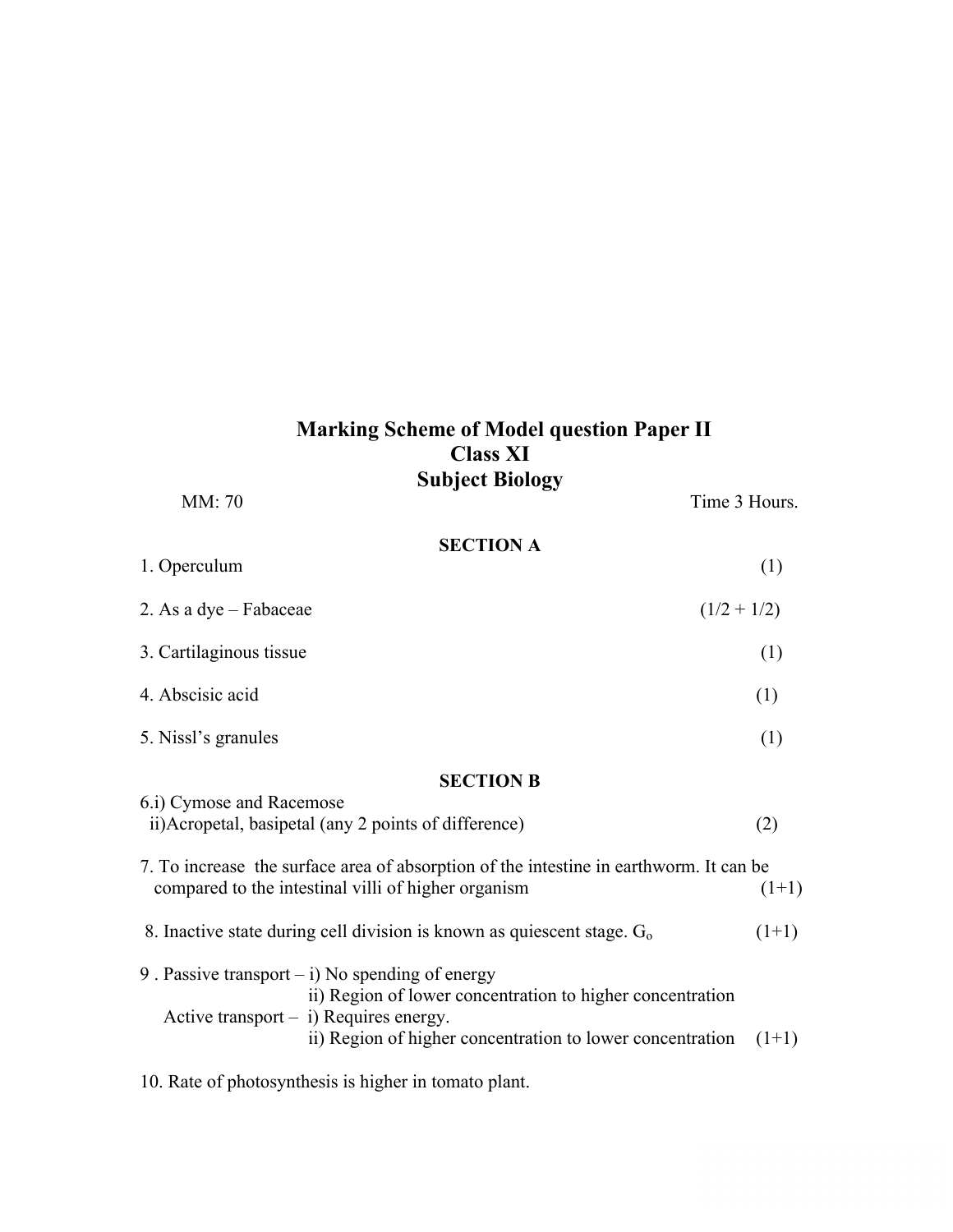# Marking Scheme of Model question Paper II
## Class XI
## Subject Biology

MM: 70 Time 3 Hours.

### SECTION A

1. Operculum (1)

2. As a dye – Fabaceae (1/2 + 1/2)

3. Cartilaginous tissue (1)

4. Abscisic acid (1)

5. Nissl's granules (1)

### SECTION B

6.i) Cymose and Racemose
 ii)Acropetal, basipetal (any 2 points of difference) (2)

7. To increase the surface area of absorption of the intestine in earthworm. It can be compared to the intestinal villi of higher organism (1+1)

8. Inactive state during cell division is known as quiescent stage. $G_o$ (1+1)

9 . Passive transport – i) No spending of energy
ii) Region of lower concentration to higher concentration
Active transport – i) Requires energy.
ii) Region of higher concentration to lower concentration (1+1)

10. Rate of photosynthesis is higher in tomato plant.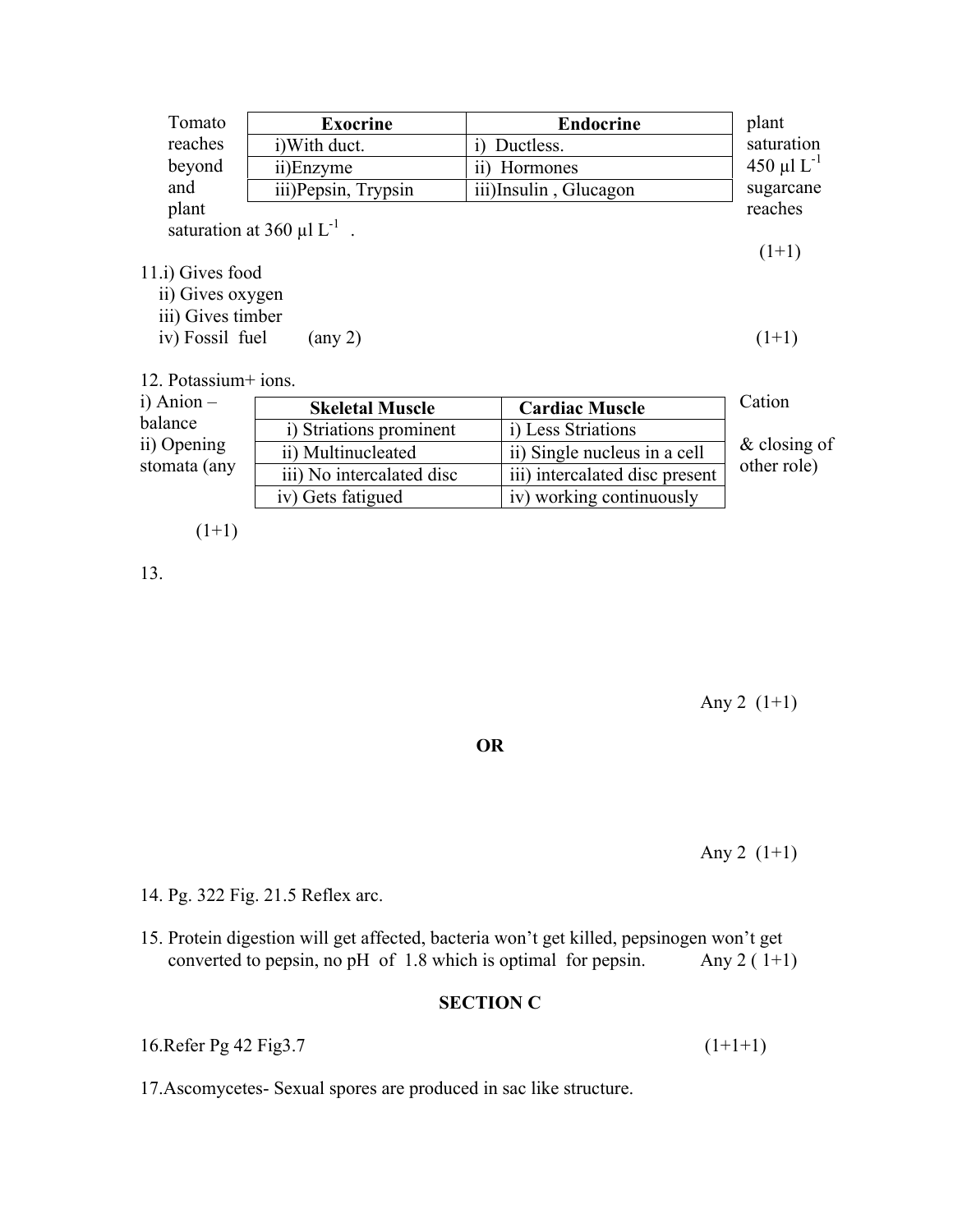Tomato reaches beyond and plant saturation at 360 µl $L^{-1}$ .

plant saturation 450 µl $L^{-1}$ sugarcane reaches

| Exocrine | Endocrine |
|---|---|
| i)With duct. | i) Ductless. |
| ii)Enzyme | ii) Hormones |
| iii)Pepsin, Trypsin | iii)Insulin , Glucagon |

(1+1)

11.i) Gives food
ii) Gives oxygen
iii) Gives timber
iv) Fossil fuel (any 2) (1+1)

12. Potassium+ ions.

i) Anion – Cation balance
ii) Opening & closing of stomata (any other role)

(1+1)

| Skeletal Muscle | Cardiac Muscle |
|---|---|
| i) Striations prominent | i) Less Striations |
| ii) Multinucleated | ii) Single nucleus in a cell |
| iii) No intercalated disc | iii) intercalated disc present |
| iv) Gets fatigued | iv) working continuously |

13.

Any 2 (1+1)

**OR**

Any 2 (1+1)

14. Pg. 322 Fig. 21.5 Reflex arc.

15. Protein digestion will get affected, bacteria won't get killed, pepsinogen won't get converted to pepsin, no pH of 1.8 which is optimal for pepsin. Any 2 ( 1+1)

## SECTION C

16.Refer Pg 42 Fig3.7 (1+1+1)

17.Ascomycetes- Sexual spores are produced in sac like structure.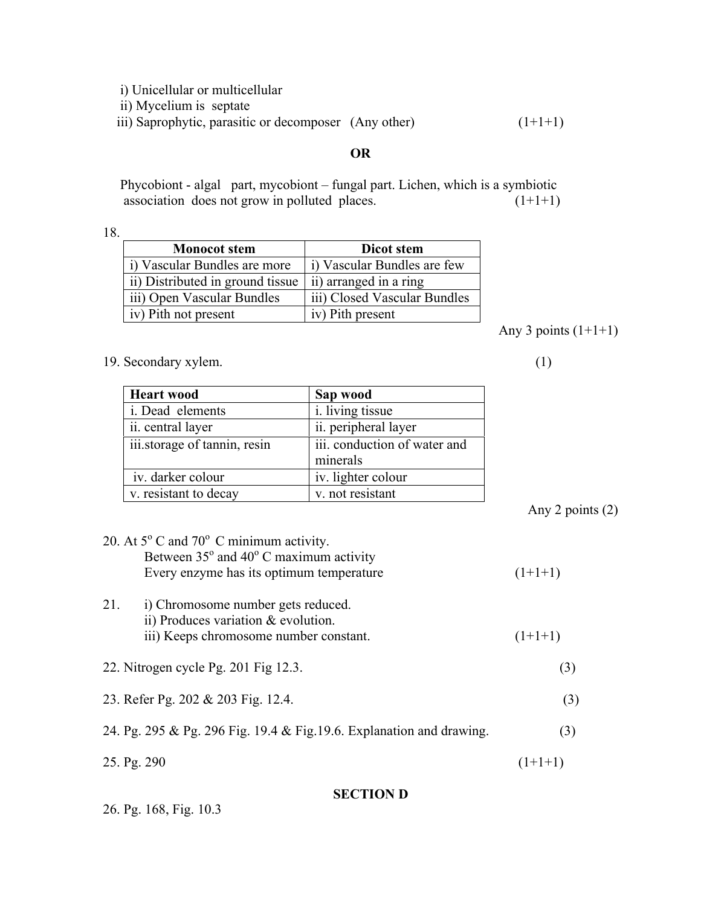i) Unicellular or multicellular
ii) Mycelium is septate
iii) Saprophytic, parasitic or decomposer (Any other) (1+1+1)

**OR**

Phycobiont - algal part, mycobiont – fungal part. Lichen, which is a symbiotic association does not grow in polluted places. (1+1+1)

18.

| Monocot stem | Dicot stem |
|---|---|
| i) Vascular Bundles are more | i) Vascular Bundles are few |
| ii) Distributed in ground tissue | ii) arranged in a ring |
| iii) Open Vascular Bundles | iii) Closed Vascular Bundles |
| iv) Pith not present | iv) Pith present |

Any 3 points (1+1+1)

19. Secondary xylem. (1)

| Heart wood | Sap wood |
|---|---|
| i. Dead elements | i. living tissue |
| ii. central layer | ii. peripheral layer |
| iii.storage of tannin, resin | iii. conduction of water and minerals |
| iv. darker colour | iv. lighter colour |
| v. resistant to decay | v. not resistant |

Any 2 points (2)

20. At $5^o$ C and $70^o$ C minimum activity.
    Between $35^o$ and $40^o$ C maximum activity
    Every enzyme has its optimum temperature (1+1+1)

21. i) Chromosome number gets reduced.
    ii) Produces variation & evolution.
    iii) Keeps chromosome number constant. (1+1+1)

22. Nitrogen cycle Pg. 201 Fig 12.3. (3)

23. Refer Pg. 202 & 203 Fig. 12.4. (3)

24. Pg. 295 & Pg. 296 Fig. 19.4 & Fig.19.6. Explanation and drawing. (3)

25. Pg. 290 (1+1+1)

## SECTION D

26. Pg. 168, Fig. 10.3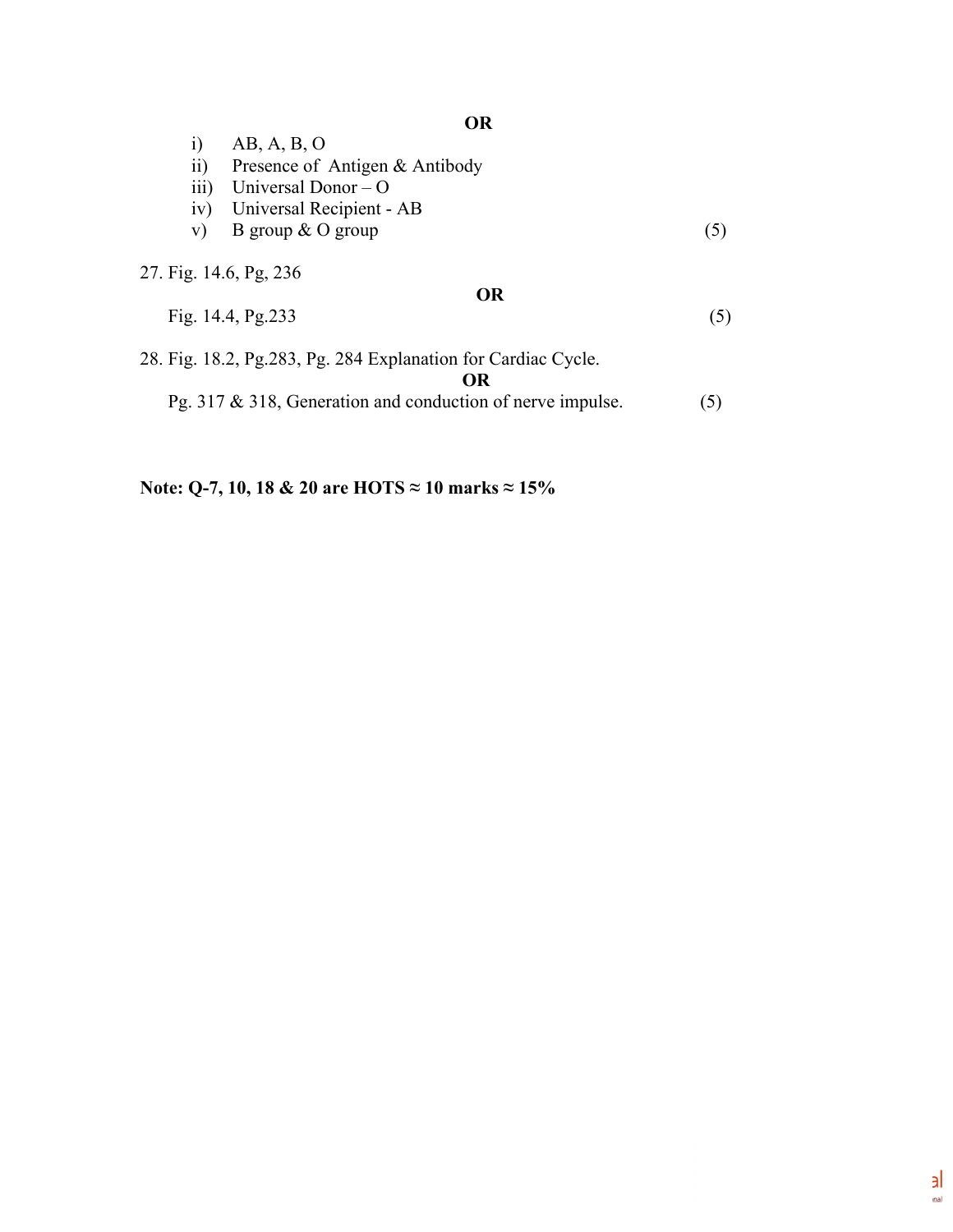**OR**

i) AB, A, B, O
ii) Presence of Antigen & Antibody
iii) Universal Donor – O
iv) Universal Recipient - AB
v) B group & O group (5)

27. Fig. 14.6, Pg, 236

**OR**

Fig. 14.4, Pg.233 (5)

28. Fig. 18.2, Pg.283, Pg. 284 Explanation for Cardiac Cycle.

**OR**

Pg. 317 & 318, Generation and conduction of nerve impulse. (5)

**Note: Q-7, 10, 18 & 20 are HOTS ≈ 10 marks ≈ 15%**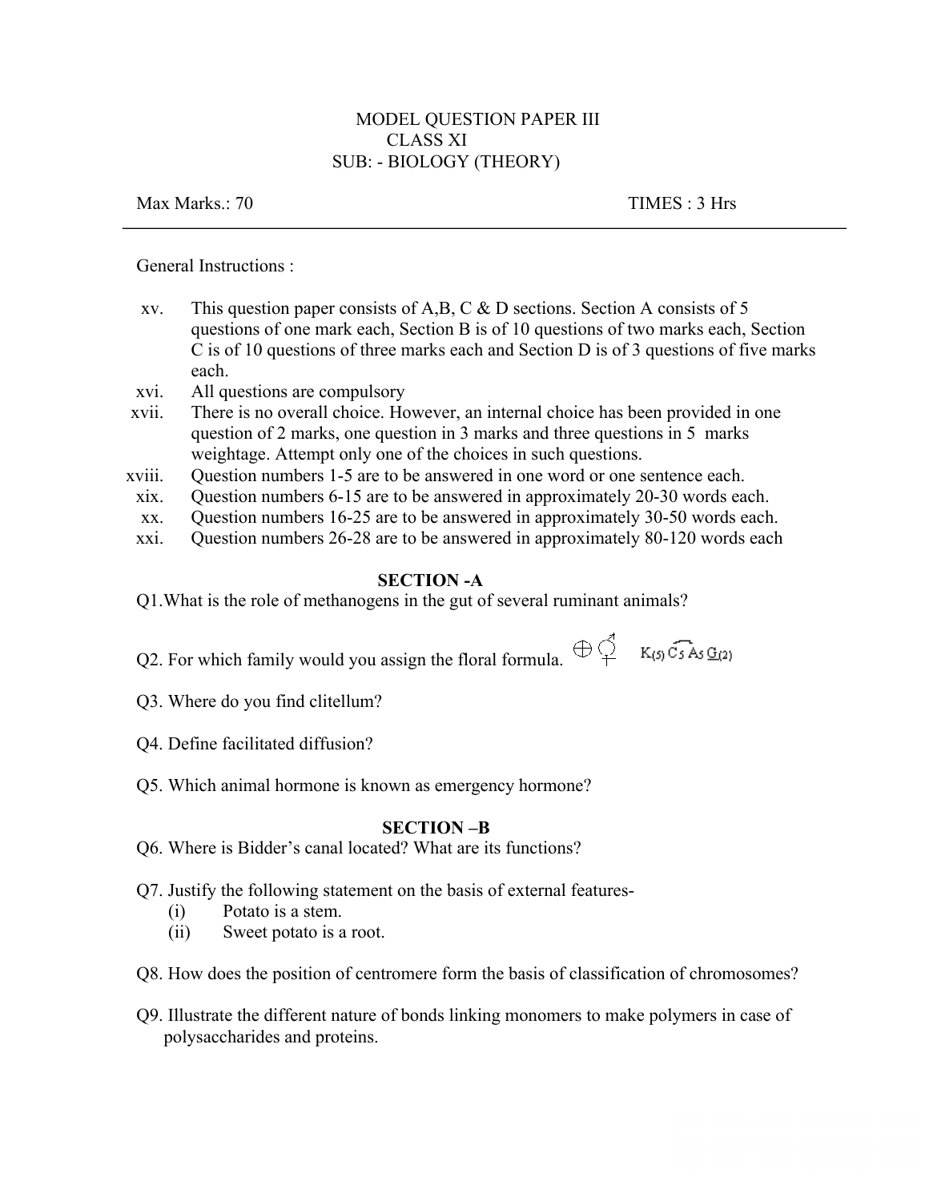MODEL QUESTION PAPER III

CLASS XI

SUB: - BIOLOGY (THEORY)

Max Marks.: 70 TIMES : 3 Hrs

---

General Instructions :

xv. This question paper consists of A,B, C & D sections. Section A consists of 5 questions of one mark each, Section B is of 10 questions of two marks each, Section C is of 10 questions of three marks each and Section D is of 3 questions of five marks each.

xvi. All questions are compulsory

xvii. There is no overall choice. However, an internal choice has been provided in one question of 2 marks, one question in 3 marks and three questions in 5 marks weightage. Attempt only one of the choices in such questions.

xviii. Question numbers 1-5 are to be answered in one word or one sentence each.

xix. Question numbers 6-15 are to be answered in approximately 20-30 words each.

xx. Question numbers 16-25 are to be answered in approximately 30-50 words each.

xxi. Question numbers 26-28 are to be answered in approximately 80-120 words each

## SECTION -A

Q1. What is the role of methanogens in the gut of several ruminant animals?

Q2. For which family would you assign the floral formula. $\oplus$ ⚥ $K_{(5)}\,\overset{\frown}{C_5\,A_5}\,\underline{G}_{(2)}$

Q3. Where do you find clitellum?

Q4. Define facilitated diffusion?

Q5. Which animal hormone is known as emergency hormone?

## SECTION –B

Q6. Where is Bidder's canal located? What are its functions?

Q7. Justify the following statement on the basis of external features-

(i) Potato is a stem.

(ii) Sweet potato is a root.

Q8. How does the position of centromere form the basis of classification of chromosomes?

Q9. Illustrate the different nature of bonds linking monomers to make polymers in case of polysaccharides and proteins.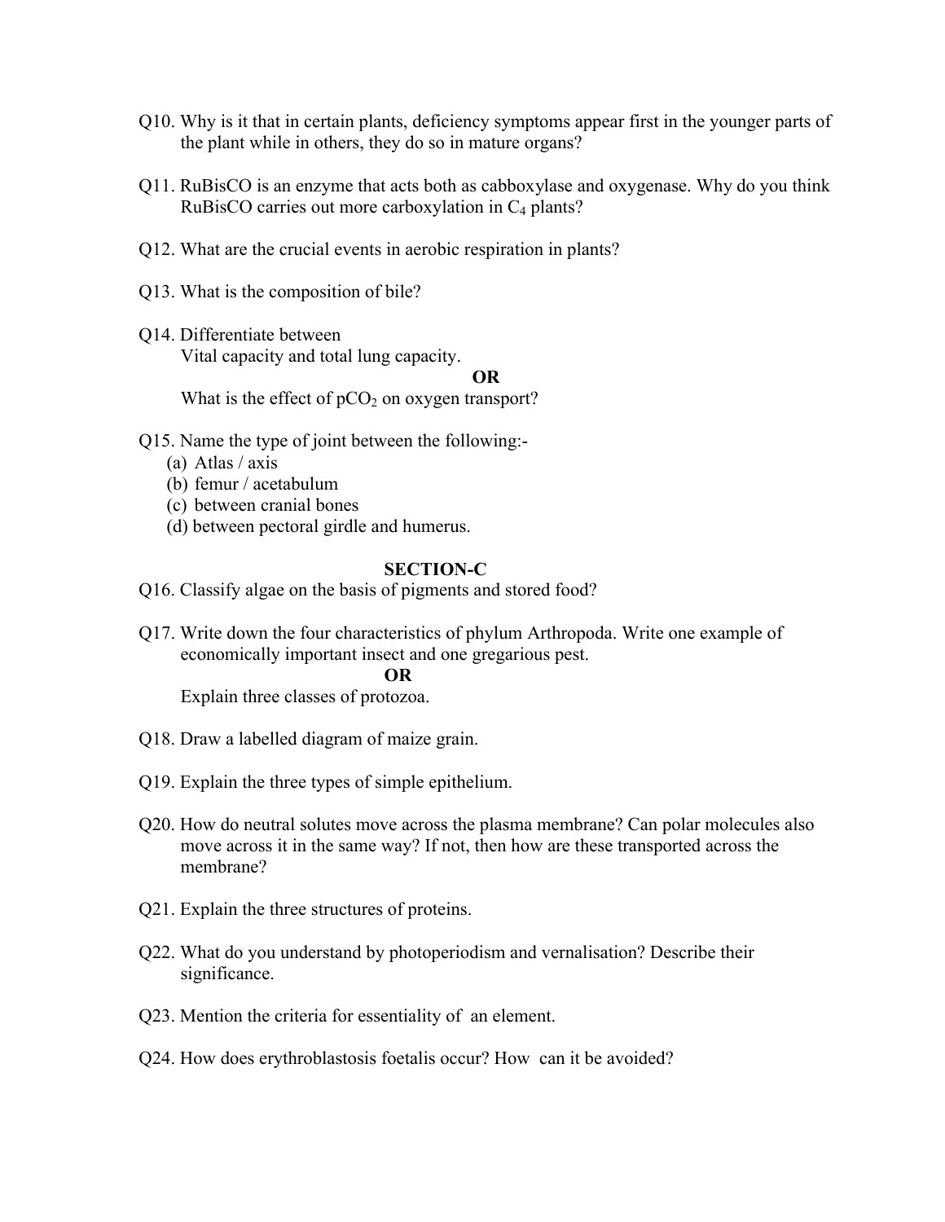Q10. Why is it that in certain plants, deficiency symptoms appear first in the younger parts of the plant while in others, they do so in mature organs?

Q11. RuBisCO is an enzyme that acts both as cabboxylase and oxygenase. Why do you think RuBisCO carries out more carboxylation in $C_4$ plants?

Q12. What are the crucial events in aerobic respiration in plants?

Q13. What is the composition of bile?

Q14. Differentiate between
Vital capacity and total lung capacity.

**OR**

What is the effect of $pCO_2$ on oxygen transport?

Q15. Name the type of joint between the following:-
(a) Atlas / axis
(b) femur / acetabulum
(c) between cranial bones
(d) between pectoral girdle and humerus.

## SECTION-C

Q16. Classify algae on the basis of pigments and stored food?

Q17. Write down the four characteristics of phylum Arthropoda. Write one example of economically important insect and one gregarious pest.

**OR**

Explain three classes of protozoa.

Q18. Draw a labelled diagram of maize grain.

Q19. Explain the three types of simple epithelium.

Q20. How do neutral solutes move across the plasma membrane? Can polar molecules also move across it in the same way? If not, then how are these transported across the membrane?

Q21. Explain the three structures of proteins.

Q22. What do you understand by photoperiodism and vernalisation? Describe their significance.

Q23. Mention the criteria for essentiality of an element.

Q24. How does erythroblastosis foetalis occur? How can it be avoided?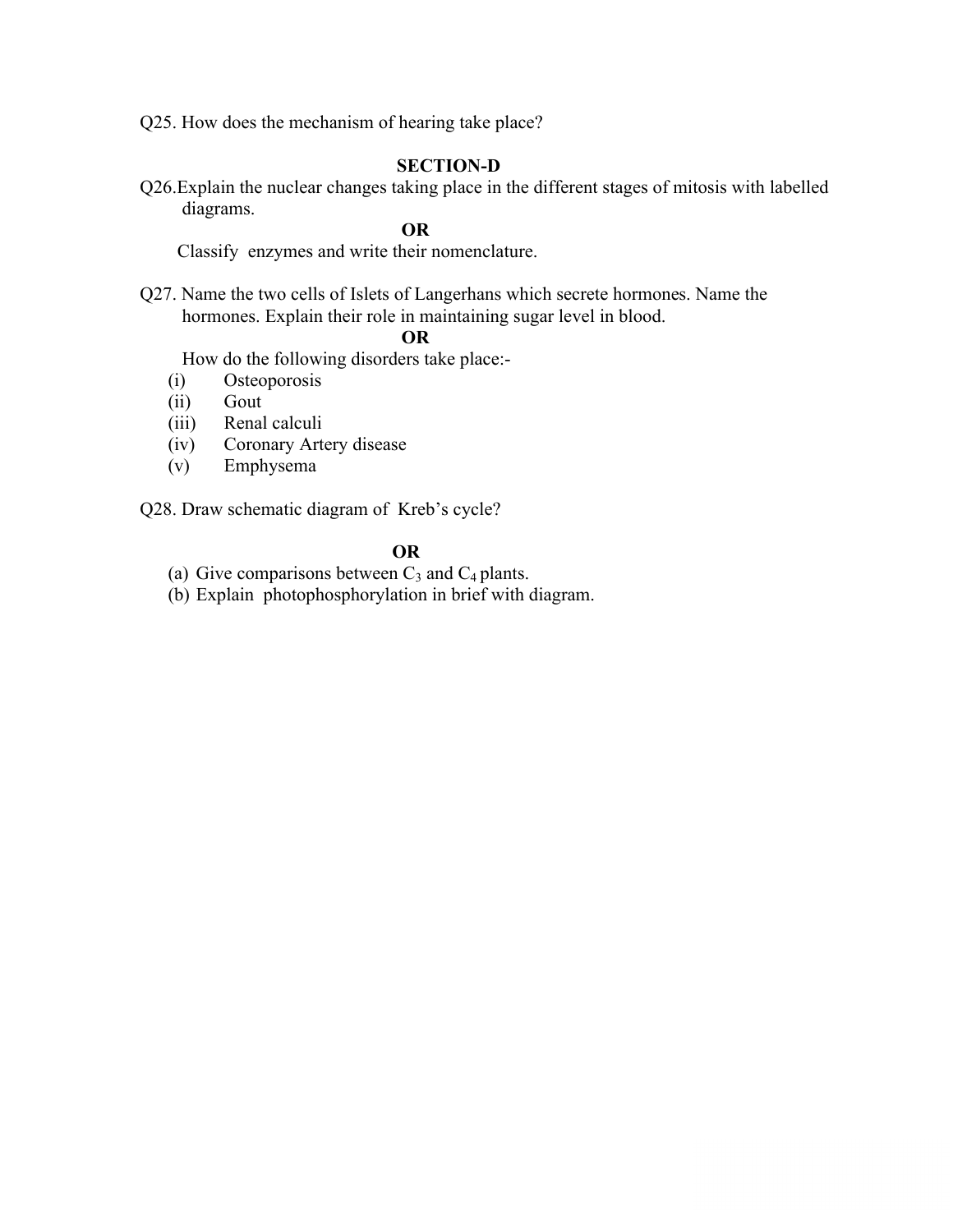Q25. How does the mechanism of hearing take place?

## SECTION-D

Q26.Explain the nuclear changes taking place in the different stages of mitosis with labelled diagrams.

**OR**

Classify enzymes and write their nomenclature.

Q27. Name the two cells of Islets of Langerhans which secrete hormones. Name the hormones. Explain their role in maintaining sugar level in blood.

**OR**

How do the following disorders take place:-

(i) Osteoporosis
(ii) Gout
(iii) Renal calculi
(iv) Coronary Artery disease
(v) Emphysema

Q28. Draw schematic diagram of Kreb's cycle?

**OR**

(a) Give comparisons between $C_3$ and $C_4$ plants.
(b) Explain photophosphorylation in brief with diagram.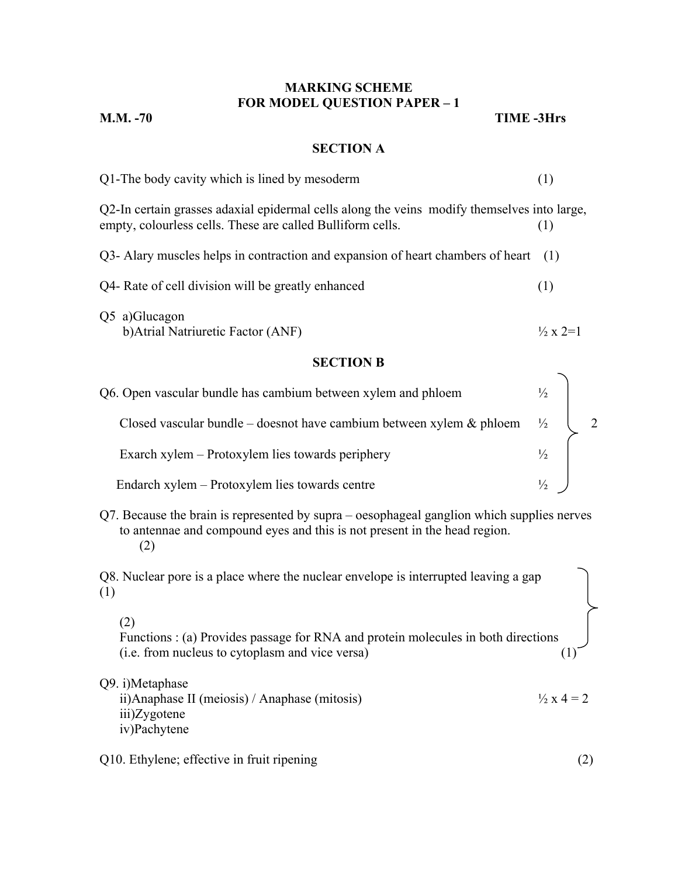**MARKING SCHEME**

**FOR MODEL QUESTION PAPER – 1**

**M.M. -70** **TIME -3Hrs**

## SECTION A

Q1-The body cavity which is lined by mesoderm (1)

Q2-In certain grasses adaxial epidermal cells along the veins modify themselves into large, empty, colourless cells. These are called Bulliform cells. (1)

Q3- Alary muscles helps in contraction and expansion of heart chambers of heart (1)

Q4- Rate of cell division will be greatly enhanced (1)

Q5 a)Glucagon
b)Atrial Natriuretic Factor (ANF) ½ x 2=1

## SECTION B

Q6. Open vascular bundle has cambium between xylem and phloem ½

Closed vascular bundle – doesnot have cambium between xylem & phloem ½

Exarch xylem – Protoxylem lies towards periphery ½

Endarch xylem – Protoxylem lies towards centre ½

} 2

Q7. Because the brain is represented by supra – oesophageal ganglion which supplies nerves to antennae and compound eyes and this is not present in the head region.
(2)

Q8. Nuclear pore is a place where the nuclear envelope is interrupted leaving a gap (1)

(2)

Functions : (a) Provides passage for RNA and protein molecules in both directions (i.e. from nucleus to cytoplasm and vice versa) (1)

Q9. i)Metaphase
ii)Anaphase II (meiosis) / Anaphase (mitosis) ½ x 4 = 2
iii)Zygotene
iv)Pachytene

Q10. Ethylene; effective in fruit ripening (2)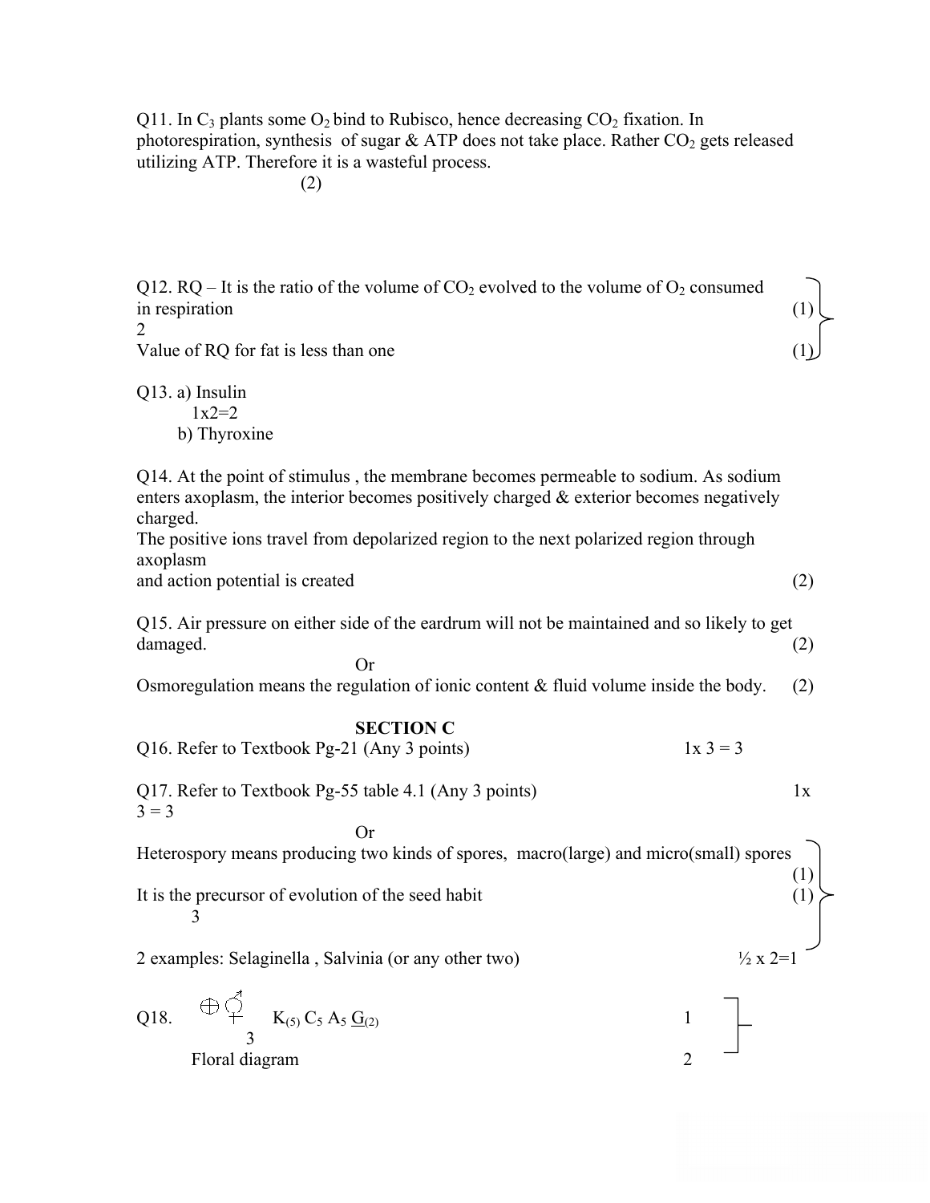Q11. In $C_3$ plants some $O_2$ bind to Rubisco, hence decreasing $CO_2$ fixation. In photorespiration, synthesis of sugar & ATP does not take place. Rather $CO_2$ gets released utilizing ATP. Therefore it is a wasteful process.

(2)

Q12. RQ – It is the ratio of the volume of $CO_2$ evolved to the volume of $O_2$ consumed in respiration (1)

2

Value of RQ for fat is less than one (1)

Q13. a) Insulin

1x2=2

b) Thyroxine

Q14. At the point of stimulus , the membrane becomes permeable to sodium. As sodium enters axoplasm, the interior becomes positively charged & exterior becomes negatively charged.

The positive ions travel from depolarized region to the next polarized region through axoplasm

and action potential is created (2)

Q15. Air pressure on either side of the eardrum will not be maintained and so likely to get damaged. (2)

Or

Osmoregulation means the regulation of ionic content & fluid volume inside the body. (2)

## SECTION C

Q16. Refer to Textbook Pg-21 (Any 3 points) 1x 3 = 3

Q17. Refer to Textbook Pg-55 table 4.1 (Any 3 points) 1x 3 = 3

Or

Heterospory means producing two kinds of spores, macro(large) and micro(small) spores (1)

It is the precursor of evolution of the seed habit (1)

3

2 examples: Selaginella , Salvinia (or any other two) ½ x 2=1

Q18. ⊕ ⚥ $K_{(5)}\ C_5\ A_5\ \underline{G}_{(2)}$ 1

3

Floral diagram 2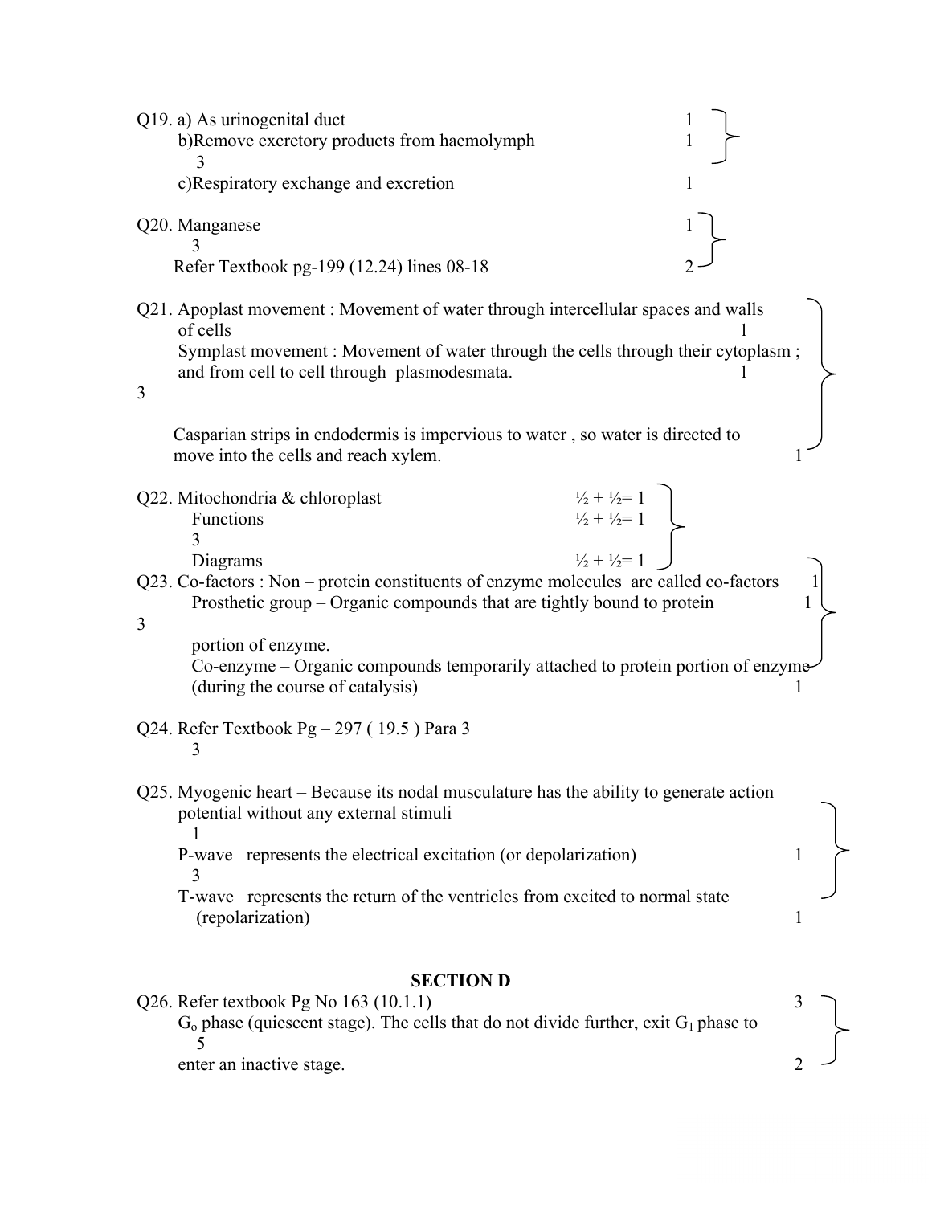Q19. a) As urinogenital duct 1

b) Remove excretory products from haemolymph 1

3

c) Respiratory exchange and excretion 1

Q20. Manganese 1

3

Refer Textbook pg-199 (12.24) lines 08-18 2

Q21. Apoplast movement : Movement of water through intercellular spaces and walls of cells 1

Symplast movement : Movement of water through the cells through their cytoplasm ; and from cell to cell through plasmodesmata. 1

3

Casparian strips in endodermis is impervious to water , so water is directed to move into the cells and reach xylem. 1

Q22. Mitochondria & chloroplast ½ + ½= 1

Functions ½ + ½= 1

3

Diagrams ½ + ½= 1

Q23. Co-factors : Non – protein constituents of enzyme molecules are called co-factors 1

Prosthetic group – Organic compounds that are tightly bound to protein 1

3

portion of enzyme.

Co-enzyme – Organic compounds temporarily attached to protein portion of enzyme (during the course of catalysis) 1

Q24. Refer Textbook Pg – 297 ( 19.5 ) Para 3

3

Q25. Myogenic heart – Because its nodal musculature has the ability to generate action potential without any external stimuli

1

P-wave represents the electrical excitation (or depolarization) 1

3

T-wave represents the return of the ventricles from excited to normal state (repolarization) 1

## SECTION D

Q26. Refer textbook Pg No 163 (10.1.1) 3

$G_o$ phase (quiescent stage). The cells that do not divide further, exit $G_1$ phase to

5

enter an inactive stage. 2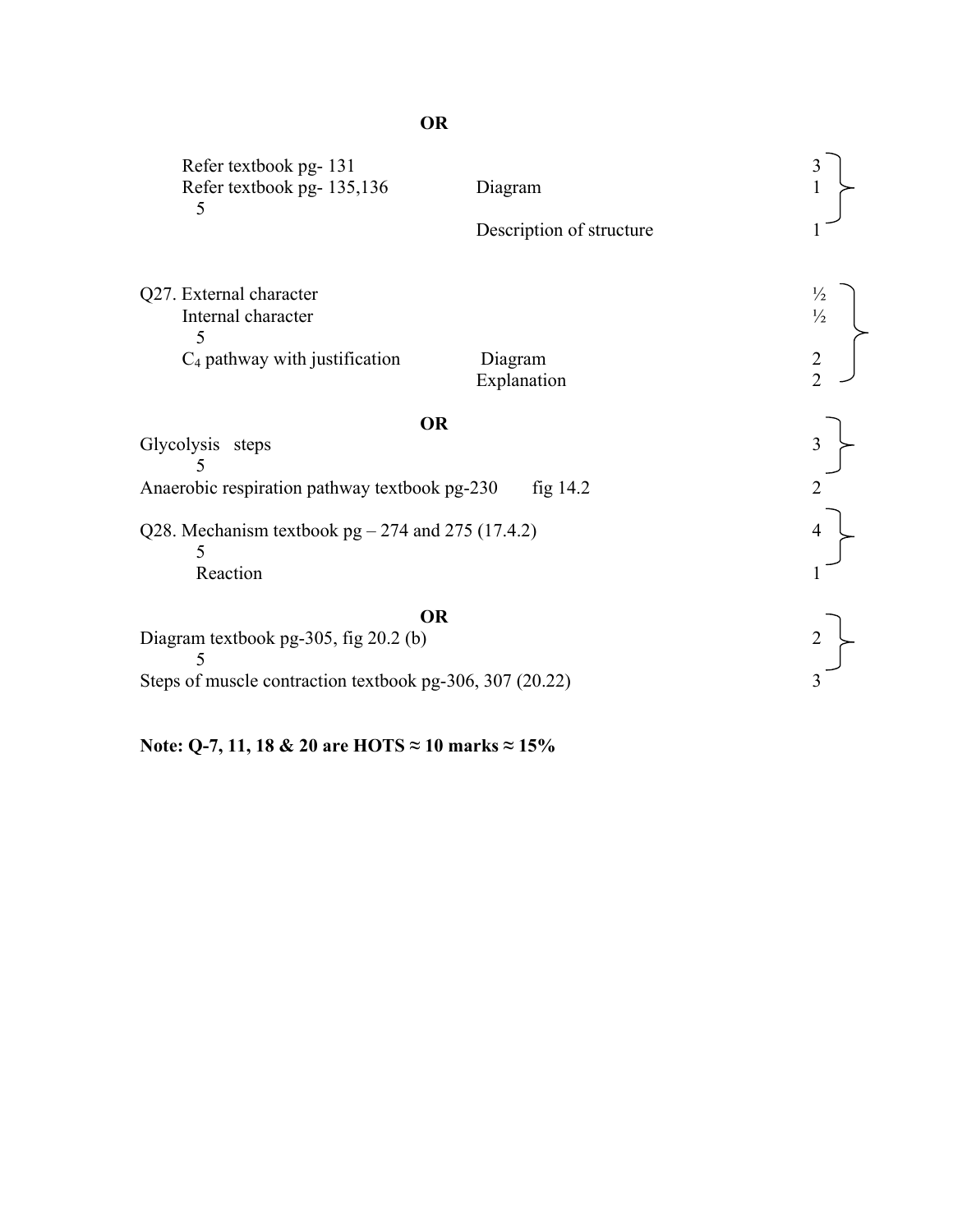**OR**

| | | | |
|---|---|---|---|
| Refer textbook pg- 131 | | 3 | |
| Refer textbook pg- 135,136 | Diagram | 1 | 5 |
| | Description of structure | 1 | |

| | | | |
|---|---|---|---|
| Q27. External character | | ½ | |
| Internal character | | ½ | 5 |
| $C_4$ pathway with justification | Diagram | 2 | |
| | Explanation | 2 | |

**OR**

| | | |
|---|---|---|
| Glycolysis steps | 3 | 5 |
| Anaerobic respiration pathway textbook pg-230 fig 14.2 | 2 | |

| | | |
|---|---|---|
| Q28. Mechanism textbook pg – 274 and 275 (17.4.2) | 4 | 5 |
| Reaction | 1 | |

**OR**

| | | |
|---|---|---|
| Diagram textbook pg-305, fig 20.2 (b) | 2 | 5 |
| Steps of muscle contraction textbook pg-306, 307 (20.22) | 3 | |

**Note: Q-7, 11, 18 & 20 are HOTS ≈ 10 marks ≈ 15%**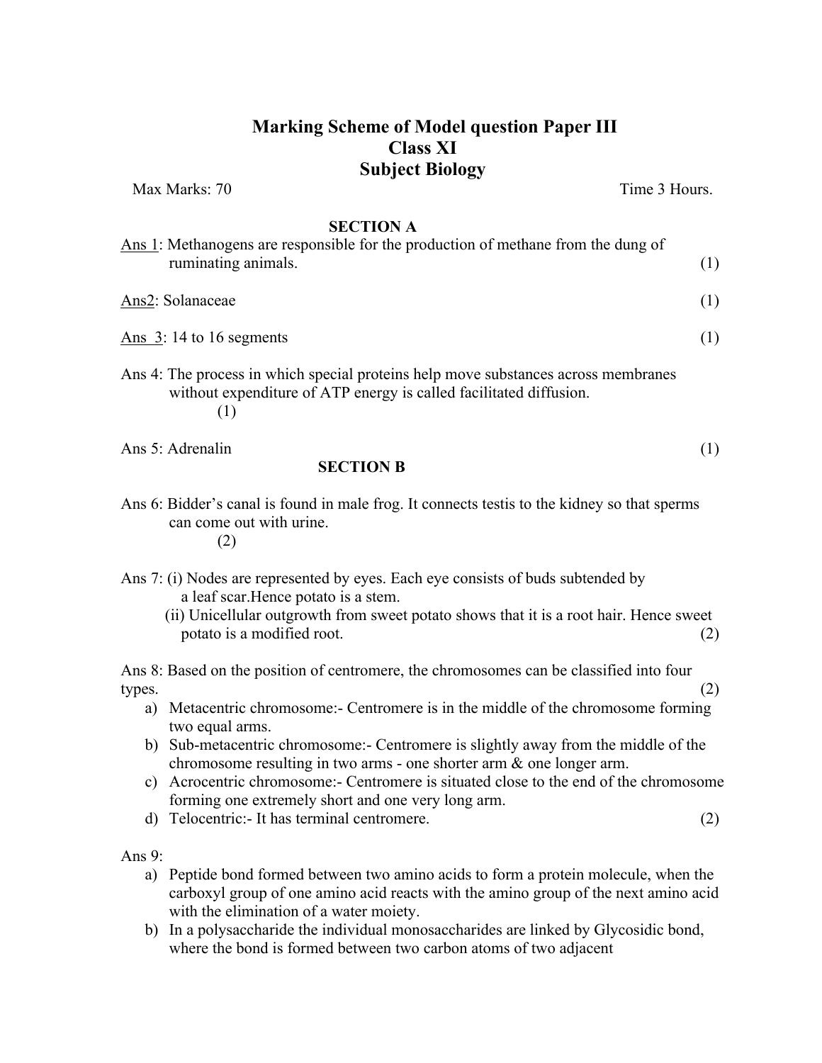# Marking Scheme of Model question Paper III
## Class XI
## Subject Biology

Max Marks: 70 Time 3 Hours.

### SECTION A

Ans 1: Methanogens are responsible for the production of methane from the dung of ruminating animals. (1)

Ans2: Solanaceae (1)

Ans 3: 14 to 16 segments (1)

Ans 4: The process in which special proteins help move substances across membranes without expenditure of ATP energy is called facilitated diffusion. (1)

Ans 5: Adrenalin (1)

### SECTION B

Ans 6: Bidder's canal is found in male frog. It connects testis to the kidney so that sperms can come out with urine. (2)

Ans 7: (i) Nodes are represented by eyes. Each eye consists of buds subtended by a leaf scar.Hence potato is a stem.
(ii) Unicellular outgrowth from sweet potato shows that it is a root hair. Hence sweet potato is a modified root. (2)

Ans 8: Based on the position of centromere, the chromosomes can be classified into four types. (2)

a) Metacentric chromosome:- Centromere is in the middle of the chromosome forming two equal arms.
b) Sub-metacentric chromosome:- Centromere is slightly away from the middle of the chromosome resulting in two arms - one shorter arm & one longer arm.
c) Acrocentric chromosome:- Centromere is situated close to the end of the chromosome forming one extremely short and one very long arm.
d) Telocentric:- It has terminal centromere. (2)

Ans 9:

a) Peptide bond formed between two amino acids to form a protein molecule, when the carboxyl group of one amino acid reacts with the amino group of the next amino acid with the elimination of a water moiety.
b) In a polysaccharide the individual monosaccharides are linked by Glycosidic bond, where the bond is formed between two carbon atoms of two adjacent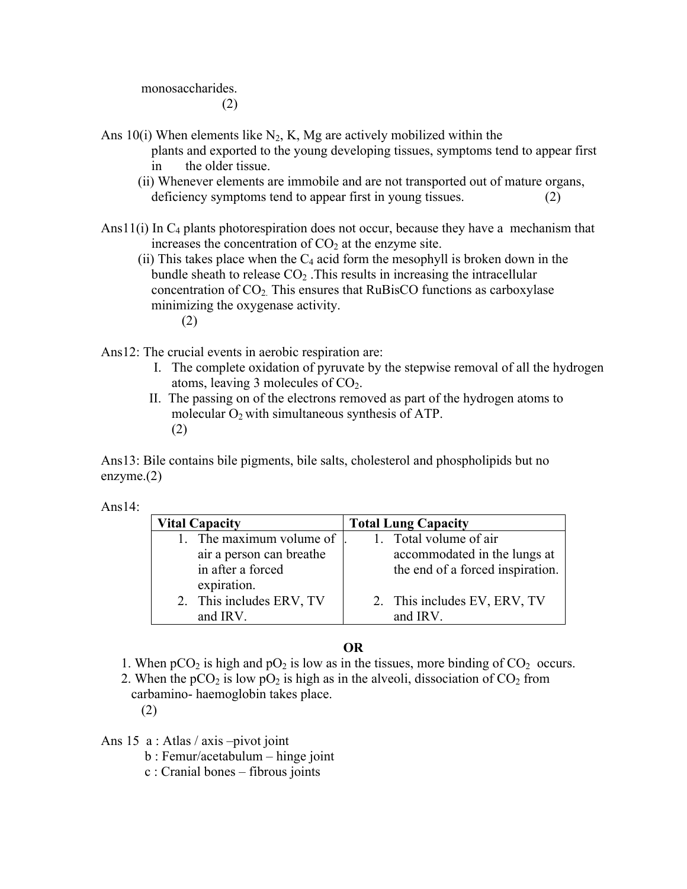monosaccharides.
(2)

Ans 10(i) When elements like $N_2$, K, Mg are actively mobilized within the plants and exported to the young developing tissues, symptoms tend to appear first in the older tissue.

(ii) Whenever elements are immobile and are not transported out of mature organs, deficiency symptoms tend to appear first in young tissues. (2)

Ans11(i) In $C_4$ plants photorespiration does not occur, because they have a mechanism that increases the concentration of $CO_2$ at the enzyme site.

(ii) This takes place when the $C_4$ acid form the mesophyll is broken down in the bundle sheath to release $CO_2$ .This results in increasing the intracellular concentration of $CO_2$. This ensures that RuBisCO functions as carboxylase minimizing the oxygenase activity.
(2)

Ans12: The crucial events in aerobic respiration are:

I. The complete oxidation of pyruvate by the stepwise removal of all the hydrogen atoms, leaving 3 molecules of $CO_2$.

II. The passing on of the electrons removed as part of the hydrogen atoms to molecular $O_2$ with simultaneous synthesis of ATP.
(2)

Ans13: Bile contains bile pigments, bile salts, cholesterol and phospholipids but no enzyme.(2)

Ans14:

| Vital Capacity | Total Lung Capacity |
|---|---|
| 1. The maximum volume of air a person can breathe in after a forced expiration. | 1. Total volume of air accommodated in the lungs at the end of a forced inspiration. |
| 2. This includes ERV, TV and IRV. | 2. This includes EV, ERV, TV and IRV. |

**OR**

1. When $pCO_2$ is high and $pO_2$ is low as in the tissues, more binding of $CO_2$ occurs.
2. When the $pCO_2$ is low $pO_2$ is high as in the alveoli, dissociation of $CO_2$ from carbamino- haemoglobin takes place.
(2)

Ans 15 a : Atlas / axis –pivot joint
b : Femur/acetabulum – hinge joint
c : Cranial bones – fibrous joints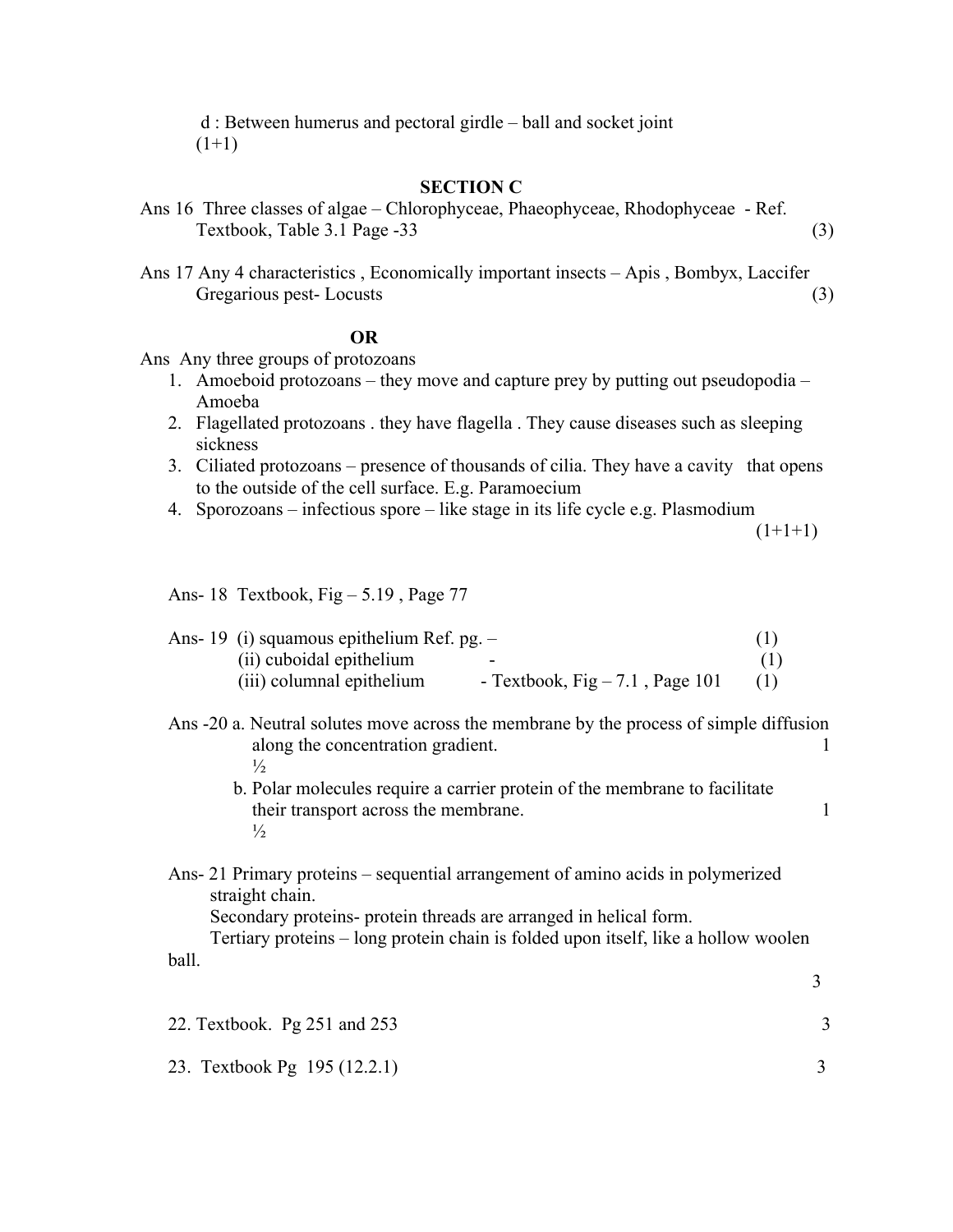d : Between humerus and pectoral girdle – ball and socket joint
(1+1)

## SECTION C

Ans 16 Three classes of algae – Chlorophyceae, Phaeophyceae, Rhodophyceae - Ref. Textbook, Table 3.1 Page -33 (3)

Ans 17 Any 4 characteristics , Economically important insects – Apis , Bombyx, Laccifer Gregarious pest- Locusts (3)

**OR**

Ans Any three groups of protozoans

1. Amoeboid protozoans – they move and capture prey by putting out pseudopodia – Amoeba
2. Flagellated protozoans . they have flagella . They cause diseases such as sleeping sickness
3. Ciliated protozoans – presence of thousands of cilia. They have a cavity that opens to the outside of the cell surface. E.g. Paramoecium
4. Sporozoans – infectious spore – like stage in its life cycle e.g. Plasmodium

(1+1+1)

Ans- 18 Textbook, Fig – 5.19 , Page 77

Ans- 19 (i) squamous epithelium Ref. pg. – (1)
(ii) cuboidal epithelium - (1)
(iii) columnal epithelium - Textbook, Fig – 7.1 , Page 101 (1)

Ans -20 a. Neutral solutes move across the membrane by the process of simple diffusion along the concentration gradient. 1 ½

b. Polar molecules require a carrier protein of the membrane to facilitate their transport across the membrane. 1 ½

Ans- 21 Primary proteins – sequential arrangement of amino acids in polymerized straight chain.
Secondary proteins- protein threads are arranged in helical form.
Tertiary proteins – long protein chain is folded upon itself, like a hollow woolen ball.
3

22. Textbook. Pg 251 and 253 3

23. Textbook Pg 195 (12.2.1) 3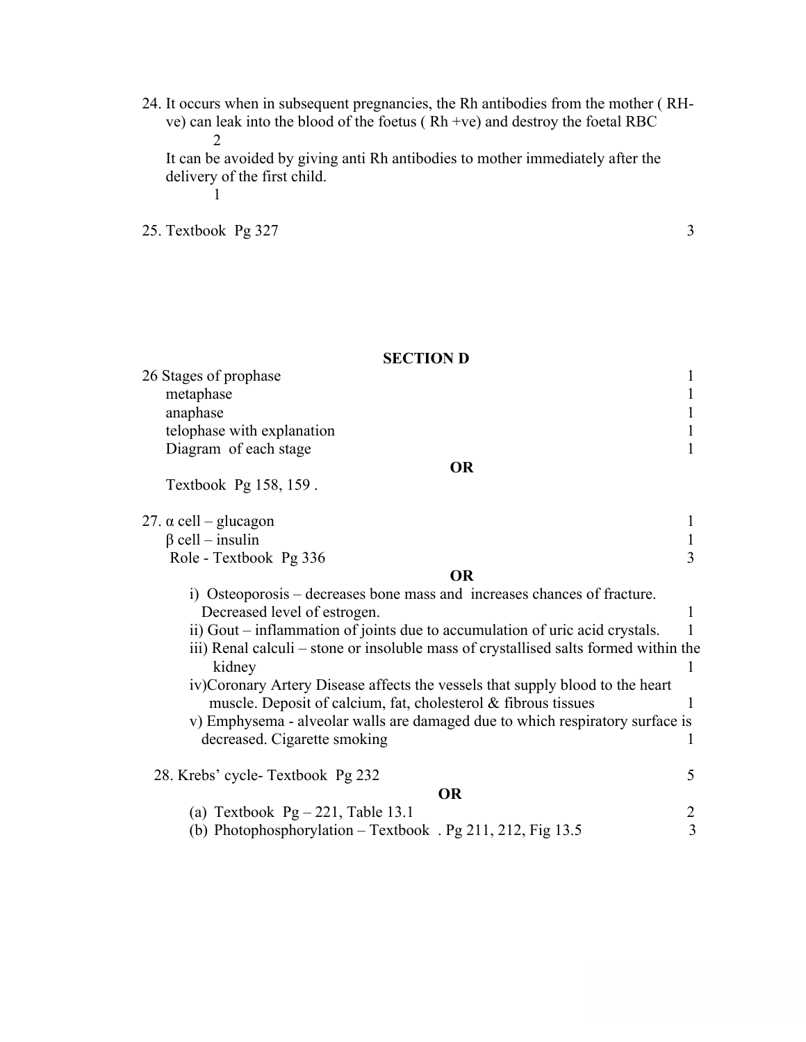24. It occurs when in subsequent pregnancies, the Rh antibodies from the mother ( RH-ve) can leak into the blood of the foetus ( Rh +ve) and destroy the foetal RBC 2

It can be avoided by giving anti Rh antibodies to mother immediately after the delivery of the first child. 1

25. Textbook Pg 327 3

## SECTION D

26 Stages of prophase 1
metaphase 1
anaphase 1
telophase with explanation 1
Diagram of each stage 1

**OR**

Textbook Pg 158, 159 .

27. α cell – glucagon 1
β cell – insulin 1
Role - Textbook Pg 336 3

**OR**

i) Osteoporosis – decreases bone mass and increases chances of fracture. Decreased level of estrogen. 1
ii) Gout – inflammation of joints due to accumulation of uric acid crystals. 1
iii) Renal calculi – stone or insoluble mass of crystallised salts formed within the kidney 1
iv)Coronary Artery Disease affects the vessels that supply blood to the heart muscle. Deposit of calcium, fat, cholesterol & fibrous tissues 1
v) Emphysema - alveolar walls are damaged due to which respiratory surface is decreased. Cigarette smoking 1

28. Krebs' cycle- Textbook Pg 232 5

**OR**

(a) Textbook Pg – 221, Table 13.1 2
(b) Photophosphorylation – Textbook . Pg 211, 212, Fig 13.5 3